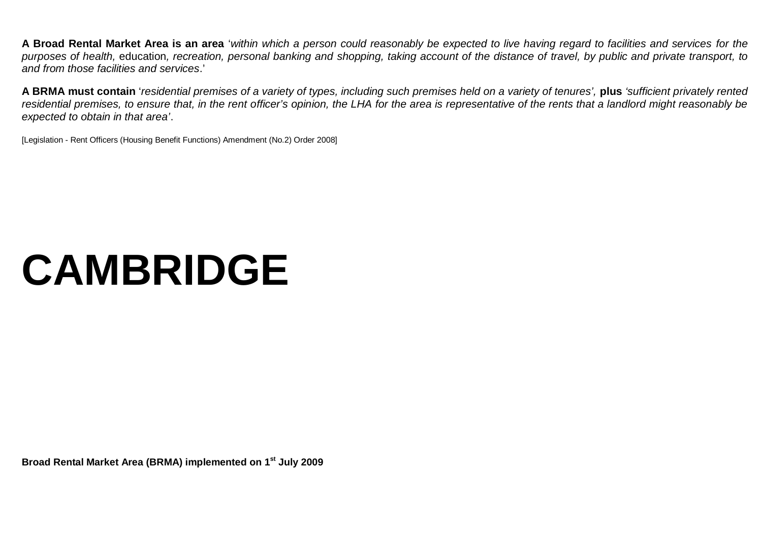**A Broad Rental Market Area is an area** '*within which a person could reasonably be expected to live having regard to facilities and services for the purposes of health,* education*, recreation, personal banking and shopping, taking account of the distance of travel, by public and private transport, to and from those facilities and services*.'

**A BRMA must contain** '*residential premises of a variety of types, including such premises held on a variety of tenures',* **plus** *'sufficient privately rented residential premises, to ensure that, in the rent officer's opinion, the LHA for the area is representative of the rents that a landlord might reasonably be expected to obtain in that area'*.

[Legislation - Rent Officers (Housing Benefit Functions) Amendment (No.2) Order 2008]

# CAMBRIDGE

**Broad Rental Market Area (BRMA) implemented on 1st July 2009**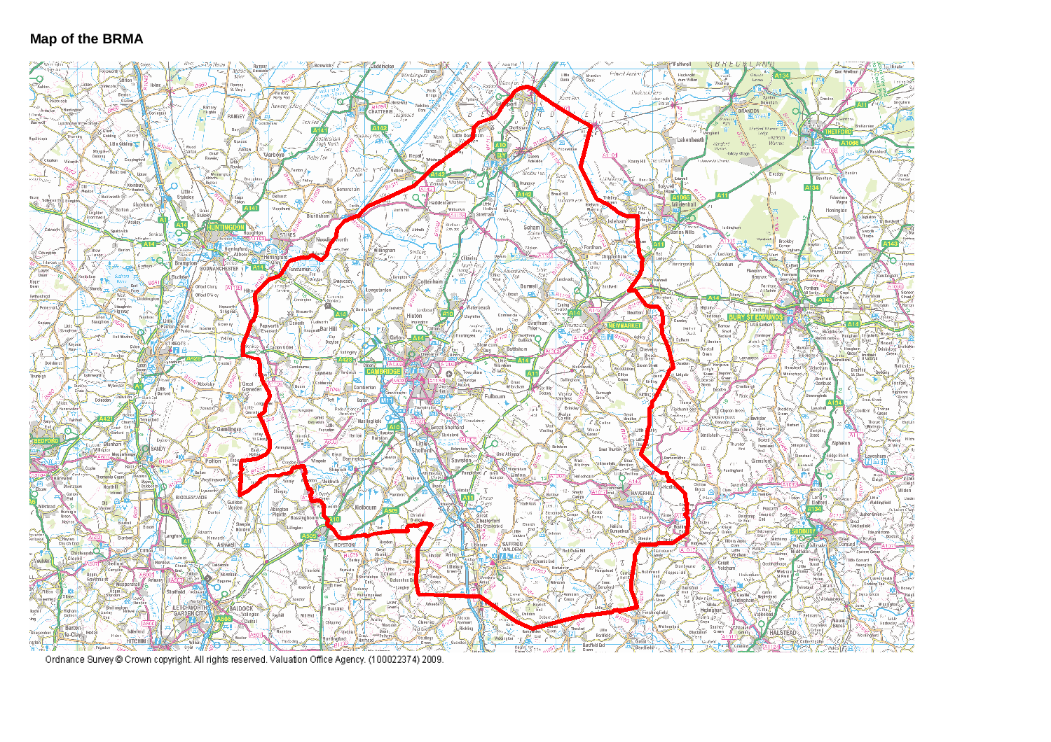## Map of the BRMA

Ordnance Survey © Crown copyright. All rights reserved. Valuation Office Agency. (100022374) 2009.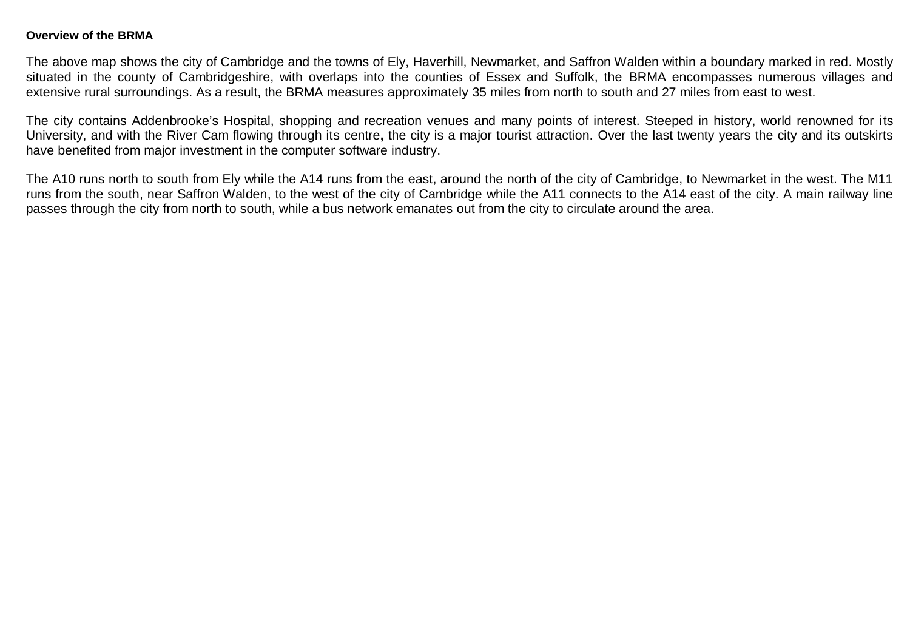**Overview of the BRMA**

The above map shows the city of Cambridge and the towns of Ely, Haverhill, Newmarket, and Saffron Walden within a boundary marked in red. Mostly situated in the county of Cambridgeshire, with overlaps into the counties of Essex and Suffolk, the BRMA encompasses numerous villages and extensive rural surroundings. As a result, the BRMA measures approximately 35 miles from north to south and 27 miles from east to west.

The city contains Addenbrooke's Hospital, shopping and recreation venues and many points of interest. Steeped in history, world renowned for its University, and with the River Cam flowing through its centre**,** the city is a major tourist attraction. Over the last twenty years the city and its outskirts have benefited from major investment in the computer software industry.

The A10 runs north to south from Ely while the A14 runs from the east, around the north of the city of Cambridge, to Newmarket in the west. The M11 runs from the south, near Saffron Walden, to the west of the city of Cambridge while the A11 connects to the A14 east of the city. A main railway line passes through the city from north to south, while a bus network emanates out from the city to circulate around the area.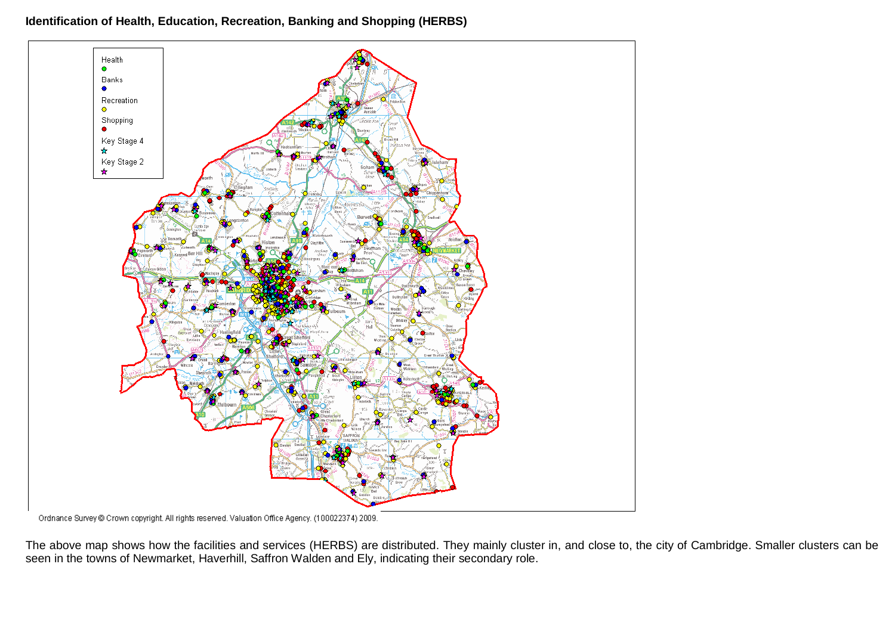**Identification of Health, Education, Recreation, Banking and Shopping (HERBS)**

Health

Banks

Recreation

Shopping

Key Stage 4

Key Stage 2

Ordnance Survey © Crown copyright. All rights reserved. Valuation Office Agency. (100022374) 2009.

The above map shows how the facilities and services (HERBS) are distributed. They mainly cluster in, and close to, the city of Cambridge. Smaller clusters can be seen in the towns of Newmarket, Haverhill, Saffron Walden and Ely, indicating their secondary role.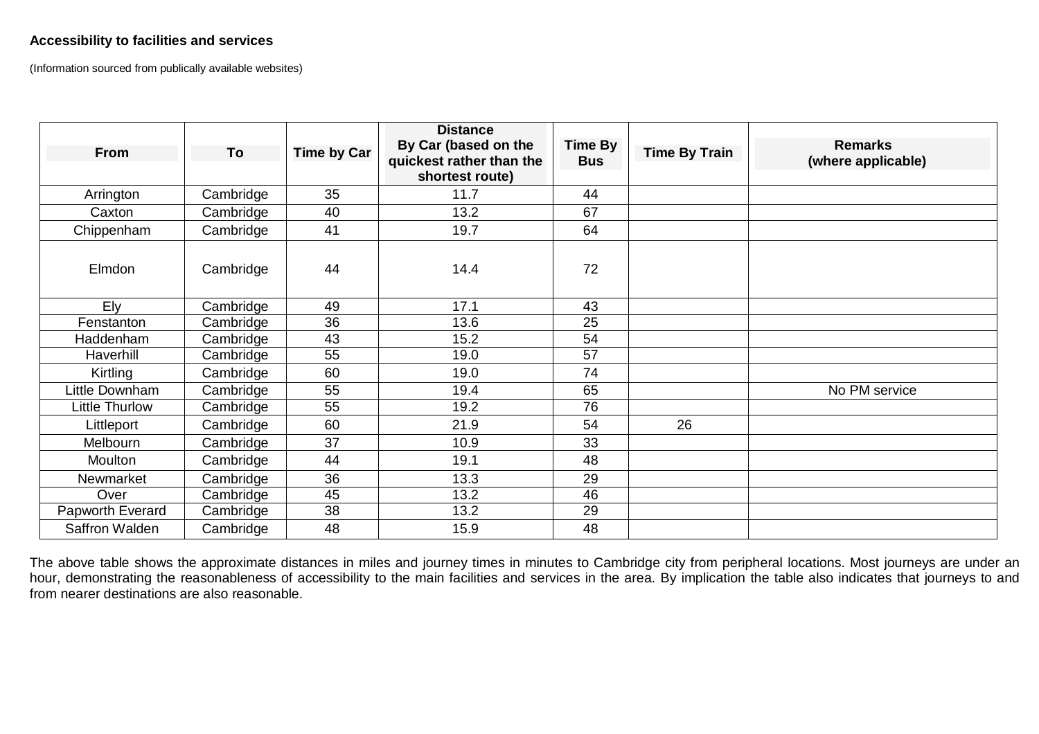**Accessibility to facilities and services**

(Information sourced from publically available websites)

| From | To | Time by Car | Distance By Car (based on the quickest rather than the shortest route) | Time By Bus | Time By Train | Remarks (where applicable) |
|---|---|---|---|---|---|---|
| Arrington | Cambridge | 35 | 11.7 | 44 | | |
| Caxton | Cambridge | 40 | 13.2 | 67 | | |
| Chippenham | Cambridge | 41 | 19.7 | 64 | | |
| Elmdon | Cambridge | 44 | 14.4 | 72 | | |
| Ely | Cambridge | 49 | 17.1 | 43 | | |
| Fenstanton | Cambridge | 36 | 13.6 | 25 | | |
| Haddenham | Cambridge | 43 | 15.2 | 54 | | |
| Haverhill | Cambridge | 55 | 19.0 | 57 | | |
| Kirtling | Cambridge | 60 | 19.0 | 74 | | |
| Little Downham | Cambridge | 55 | 19.4 | 65 | | No PM service |
| Little Thurlow | Cambridge | 55 | 19.2 | 76 | | |
| Littleport | Cambridge | 60 | 21.9 | 54 | 26 | |
| Melbourn | Cambridge | 37 | 10.9 | 33 | | |
| Moulton | Cambridge | 44 | 19.1 | 48 | | |
| Newmarket | Cambridge | 36 | 13.3 | 29 | | |
| Over | Cambridge | 45 | 13.2 | 46 | | |
| Papworth Everard | Cambridge | 38 | 13.2 | 29 | | |
| Saffron Walden | Cambridge | 48 | 15.9 | 48 | | |

The above table shows the approximate distances in miles and journey times in minutes to Cambridge city from peripheral locations. Most journeys are under an hour, demonstrating the reasonableness of accessibility to the main facilities and services in the area. By implication the table also indicates that journeys to and from nearer destinations are also reasonable.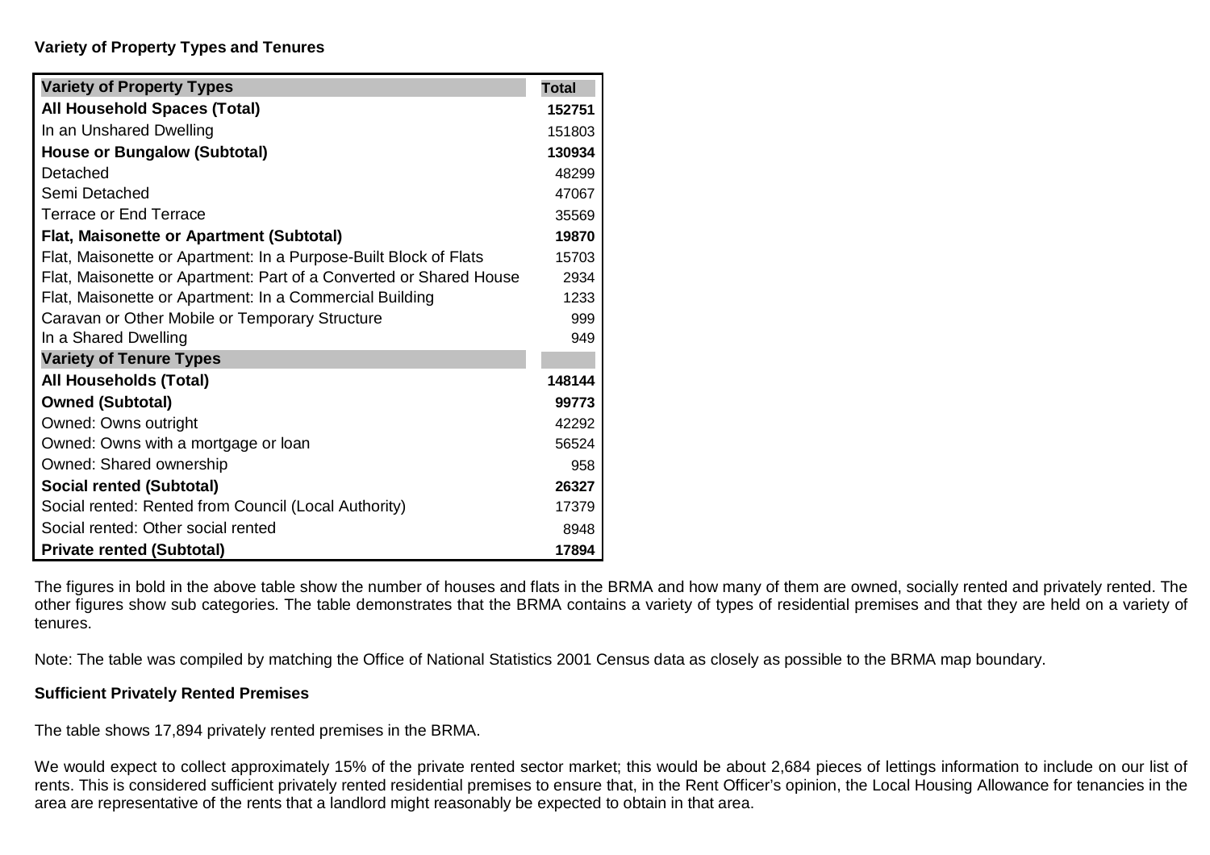**Variety of Property Types and Tenures**

| Variety of Property Types | Total |
|---|---|
| **All Household Spaces (Total)** | **152751** |
| In an Unshared Dwelling | 151803 |
| **House or Bungalow (Subtotal)** | **130934** |
| Detached | 48299 |
| Semi Detached | 47067 |
| Terrace or End Terrace | 35569 |
| **Flat, Maisonette or Apartment (Subtotal)** | **19870** |
| Flat, Maisonette or Apartment: In a Purpose-Built Block of Flats | 15703 |
| Flat, Maisonette or Apartment: Part of a Converted or Shared House | 2934 |
| Flat, Maisonette or Apartment: In a Commercial Building | 1233 |
| Caravan or Other Mobile or Temporary Structure | 999 |
| In a Shared Dwelling | 949 |
| **Variety of Tenure Types** | |
| **All Households (Total)** | **148144** |
| **Owned (Subtotal)** | **99773** |
| Owned: Owns outright | 42292 |
| Owned: Owns with a mortgage or loan | 56524 |
| Owned: Shared ownership | 958 |
| **Social rented (Subtotal)** | **26327** |
| Social rented: Rented from Council (Local Authority) | 17379 |
| Social rented: Other social rented | 8948 |
| **Private rented (Subtotal)** | **17894** |

The figures in bold in the above table show the number of houses and flats in the BRMA and how many of them are owned, socially rented and privately rented. The other figures show sub categories. The table demonstrates that the BRMA contains a variety of types of residential premises and that they are held on a variety of tenures.

Note: The table was compiled by matching the Office of National Statistics 2001 Census data as closely as possible to the BRMA map boundary.

**Sufficient Privately Rented Premises**

The table shows 17,894 privately rented premises in the BRMA.

We would expect to collect approximately 15% of the private rented sector market; this would be about 2,684 pieces of lettings information to include on our list of rents. This is considered sufficient privately rented residential premises to ensure that, in the Rent Officer's opinion, the Local Housing Allowance for tenancies in the area are representative of the rents that a landlord might reasonably be expected to obtain in that area.